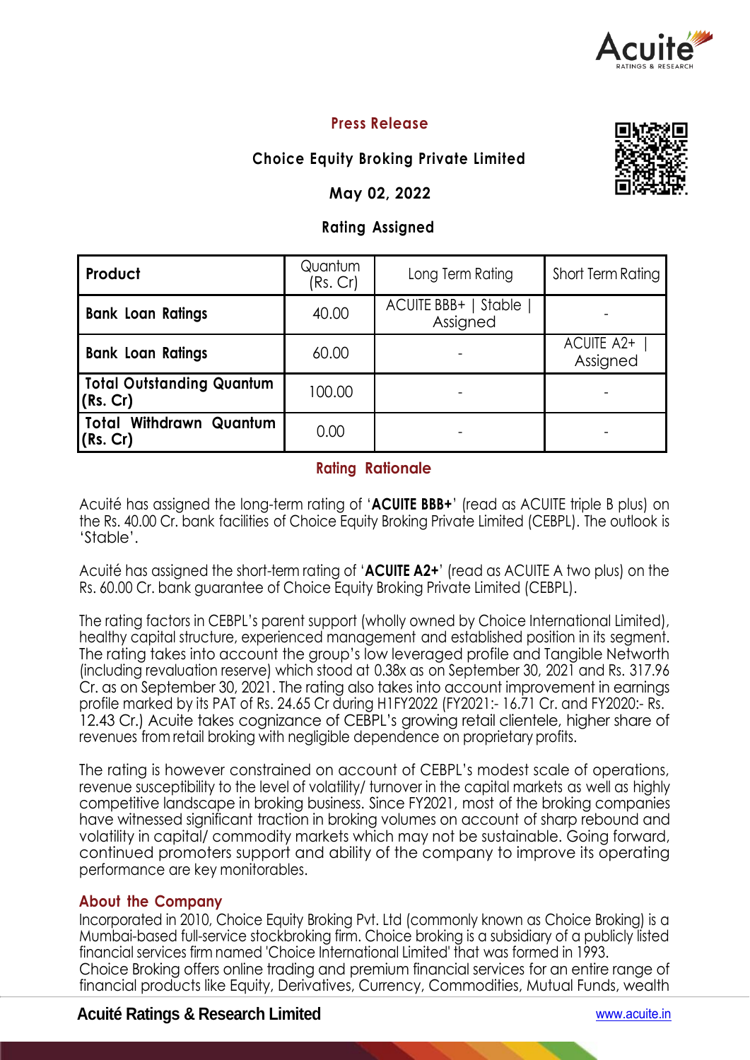**Press Release**

**Choice Equity Broking Private Limited**

**May 02, 2022**

**Rating Assigned**

| Product | Quantum (Rs. Cr) | Long Term Rating | Short Term Rating |
|---|---|---|---|
| **Bank Loan Ratings** | 40.00 | ACUITE BBB+ \| Stable \| Assigned | - |
| **Bank Loan Ratings** | 60.00 | - | ACUITE A2+ \| Assigned |
| **Total Outstanding Quantum (Rs. Cr)** | 100.00 | - | - |
| **Total Withdrawn Quantum (Rs. Cr)** | 0.00 | - | - |

## Rating Rationale

Acuité has assigned the long-term rating of '**ACUITE BBB+**' (read as ACUITE triple B plus) on the Rs. 40.00 Cr. bank facilities of Choice Equity Broking Private Limited (CEBPL). The outlook is 'Stable'.

Acuité has assigned the short-term rating of '**ACUITE A2+**' (read as ACUITE A two plus) on the Rs. 60.00 Cr. bank guarantee of Choice Equity Broking Private Limited (CEBPL).

The rating factors in CEBPL's parent support (wholly owned by Choice International Limited), healthy capital structure, experienced management and established position in its segment. The rating takes into account the group's low leveraged profile and Tangible Networth (including revaluation reserve) which stood at 0.38x as on September 30, 2021 and Rs. 317.96 Cr. as on September 30, 2021. The rating also takes into account improvement in earnings profile marked by its PAT of Rs. 24.65 Cr during H1FY2022 (FY2021:- 16.71 Cr. and FY2020:- Rs. 12.43 Cr.) Acuite takes cognizance of CEBPL's growing retail clientele, higher share of revenues from retail broking with negligible dependence on proprietary profits.

The rating is however constrained on account of CEBPL's modest scale of operations, revenue susceptibility to the level of volatility/ turnover in the capital markets as well as highly competitive landscape in broking business. Since FY2021, most of the broking companies have witnessed significant traction in broking volumes on account of sharp rebound and volatility in capital/ commodity markets which may not be sustainable. Going forward, continued promoters support and ability of the company to improve its operating performance are key monitorables.

## About the Company

Incorporated in 2010, Choice Equity Broking Pvt. Ltd (commonly known as Choice Broking) is a Mumbai-based full-service stockbroking firm. Choice broking is a subsidiary of a publicly listed financial services firm named 'Choice International Limited' that was formed in 1993.
Choice Broking offers online trading and premium financial services for an entire range of financial products like Equity, Derivatives, Currency, Commodities, Mutual Funds, wealth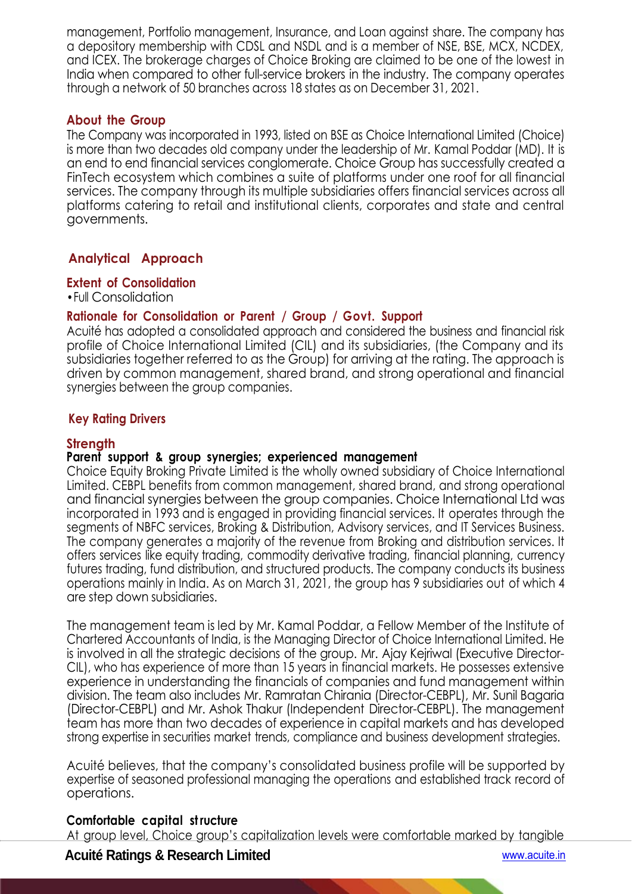management, Portfolio management, Insurance, and Loan against share. The company has a depository membership with CDSL and NSDL and is a member of NSE, BSE, MCX, NCDEX, and ICEX. The brokerage charges of Choice Broking are claimed to be one of the lowest in India when compared to other full-service brokers in the industry. The company operates through a network of 50 branches across 18 states as on December 31, 2021.

### About the Group

The Company was incorporated in 1993, listed on BSE as Choice International Limited (Choice) is more than two decades old company under the leadership of Mr. Kamal Poddar (MD). It is an end to end financial services conglomerate. Choice Group has successfully created a FinTech ecosystem which combines a suite of platforms under one roof for all financial services. The company through its multiple subsidiaries offers financial services across all platforms catering to retail and institutional clients, corporates and state and central governments.

## Analytical Approach

### Extent of Consolidation

- Full Consolidation

### Rationale for Consolidation or Parent / Group / Govt. Support

Acuité has adopted a consolidated approach and considered the business and financial risk profile of Choice International Limited (CIL) and its subsidiaries, (the Company and its subsidiaries together referred to as the Group) for arriving at the rating. The approach is driven by common management, shared brand, and strong operational and financial synergies between the group companies.

## Key Rating Drivers

### Strength

**Parent support & group synergies; experienced management**

Choice Equity Broking Private Limited is the wholly owned subsidiary of Choice International Limited. CEBPL benefits from common management, shared brand, and strong operational and financial synergies between the group companies. Choice International Ltd was incorporated in 1993 and is engaged in providing financial services. It operates through the segments of NBFC services, Broking & Distribution, Advisory services, and IT Services Business. The company generates a majority of the revenue from Broking and distribution services. It offers services like equity trading, commodity derivative trading, financial planning, currency futures trading, fund distribution, and structured products. The company conducts its business operations mainly in India. As on March 31, 2021, the group has 9 subsidiaries out of which 4 are step down subsidiaries.

The management team is led by Mr. Kamal Poddar, a Fellow Member of the Institute of Chartered Accountants of India, is the Managing Director of Choice International Limited. He is involved in all the strategic decisions of the group. Mr. Ajay Kejriwal (Executive Director-CIL), who has experience of more than 15 years in financial markets. He possesses extensive experience in understanding the financials of companies and fund management within division. The team also includes Mr. Ramratan Chirania (Director-CEBPL), Mr. Sunil Bagaria (Director-CEBPL) and Mr. Ashok Thakur (Independent Director-CEBPL). The management team has more than two decades of experience in capital markets and has developed strong expertise in securities market trends, compliance and business development strategies.

Acuité believes, that the company's consolidated business profile will be supported by expertise of seasoned professional managing the operations and established track record of operations.

**Comfortable capital structure**

At group level, Choice group's capitalization levels were comfortable marked by tangible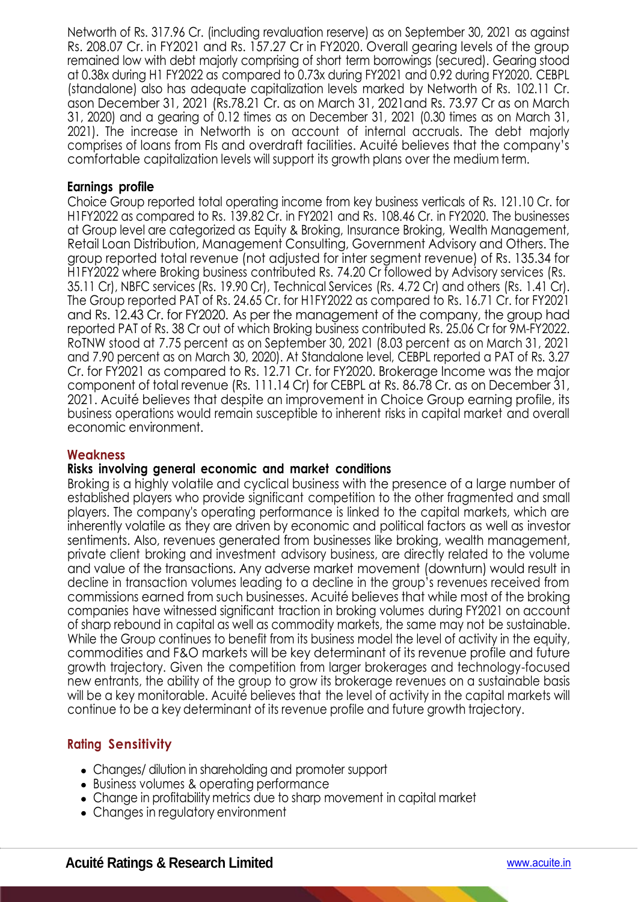Networth of Rs. 317.96 Cr. (including revaluation reserve) as on September 30, 2021 as against Rs. 208.07 Cr. in FY2021 and Rs. 157.27 Cr in FY2020. Overall gearing levels of the group remained low with debt majorly comprising of short term borrowings (secured). Gearing stood at 0.38x during H1 FY2022 as compared to 0.73x during FY2021 and 0.92 during FY2020. CEBPL (standalone) also has adequate capitalization levels marked by Networth of Rs. 102.11 Cr. ason December 31, 2021 (Rs.78.21 Cr. as on March 31, 2021and Rs. 73.97 Cr as on March 31, 2020) and a gearing of 0.12 times as on December 31, 2021 (0.30 times as on March 31, 2021). The increase in Networth is on account of internal accruals. The debt majorly comprises of loans from FIs and overdraft facilities. Acuité believes that the company's comfortable capitalization levels will support its growth plans over the medium term.

**Earnings profile**

Choice Group reported total operating income from key business verticals of Rs. 121.10 Cr. for H1FY2022 as compared to Rs. 139.82 Cr. in FY2021 and Rs. 108.46 Cr. in FY2020. The businesses at Group level are categorized as Equity & Broking, Insurance Broking, Wealth Management, Retail Loan Distribution, Management Consulting, Government Advisory and Others. The group reported total revenue (not adjusted for inter segment revenue) of Rs. 135.34 for H1FY2022 where Broking business contributed Rs. 74.20 Cr followed by Advisory services (Rs. 35.11 Cr), NBFC services (Rs. 19.90 Cr), Technical Services (Rs. 4.72 Cr) and others (Rs. 1.41 Cr). The Group reported PAT of Rs. 24.65 Cr. for H1FY2022 as compared to Rs. 16.71 Cr. for FY2021 and Rs. 12.43 Cr. for FY2020. As per the management of the company, the group had reported PAT of Rs. 38 Cr out of which Broking business contributed Rs. 25.06 Cr for 9M-FY2022. RoTNW stood at 7.75 percent as on September 30, 2021 (8.03 percent as on March 31, 2021 and 7.90 percent as on March 30, 2020). At Standalone level, CEBPL reported a PAT of Rs. 3.27 Cr. for FY2021 as compared to Rs. 12.71 Cr. for FY2020. Brokerage Income was the major component of total revenue (Rs. 111.14 Cr) for CEBPL at Rs. 86.78 Cr. as on December 31, 2021. Acuité believes that despite an improvement in Choice Group earning profile, its business operations would remain susceptible to inherent risks in capital market and overall economic environment.

## Weakness

**Risks involving general economic and market conditions**

Broking is a highly volatile and cyclical business with the presence of a large number of established players who provide significant competition to the other fragmented and small players. The company's operating performance is linked to the capital markets, which are inherently volatile as they are driven by economic and political factors as well as investor sentiments. Also, revenues generated from businesses like broking, wealth management, private client broking and investment advisory business, are directly related to the volume and value of the transactions. Any adverse market movement (downturn) would result in decline in transaction volumes leading to a decline in the group's revenues received from commissions earned from such businesses. Acuité believes that while most of the broking companies have witnessed significant traction in broking volumes during FY2021 on account of sharp rebound in capital as well as commodity markets, the same may not be sustainable. While the Group continues to benefit from its business model the level of activity in the equity, commodities and F&O markets will be key determinant of its revenue profile and future growth trajectory. Given the competition from larger brokerages and technology-focused new entrants, the ability of the group to grow its brokerage revenues on a sustainable basis will be a key monitorable. Acuité believes that the level of activity in the capital markets will continue to be a key determinant of its revenue profile and future growth trajectory.

## Rating Sensitivity

- Changes/ dilution in shareholding and promoter support
- Business volumes & operating performance
- Change in profitability metrics due to sharp movement in capital market
- Changes in regulatory environment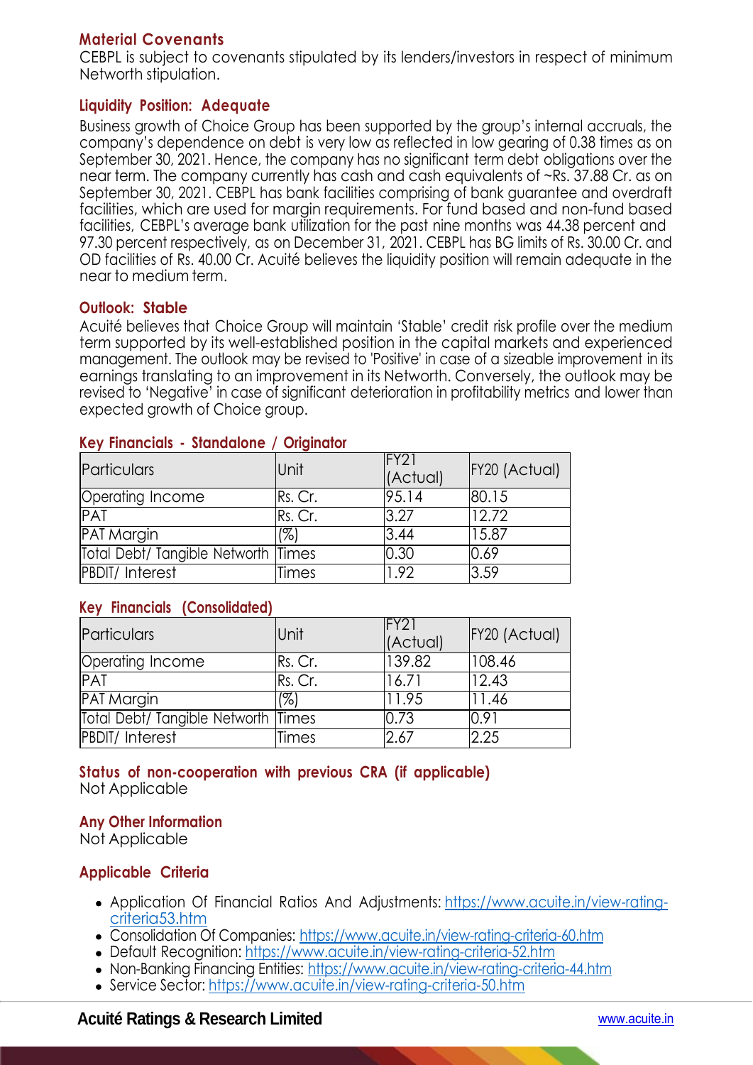## Material Covenants

CEBPL is subject to covenants stipulated by its lenders/investors in respect of minimum Networth stipulation.

## Liquidity Position: Adequate

Business growth of Choice Group has been supported by the group's internal accruals, the company's dependence on debt is very low as reflected in low gearing of 0.38 times as on September 30, 2021. Hence, the company has no significant term debt obligations over the near term. The company currently has cash and cash equivalents of ~Rs. 37.88 Cr. as on September 30, 2021. CEBPL has bank facilities comprising of bank guarantee and overdraft facilities, which are used for margin requirements. For fund based and non-fund based facilities, CEBPL's average bank utilization for the past nine months was 44.38 percent and 97.30 percent respectively, as on December 31, 2021. CEBPL has BG limits of Rs. 30.00 Cr. and OD facilities of Rs. 40.00 Cr. Acuité believes the liquidity position will remain adequate in the near to medium term.

## Outlook: Stable

Acuité believes that Choice Group will maintain 'Stable' credit risk profile over the medium term supported by its well-established position in the capital markets and experienced management. The outlook may be revised to 'Positive' in case of a sizeable improvement in its earnings translating to an improvement in its Networth. Conversely, the outlook may be revised to 'Negative' in case of significant deterioration in profitability metrics and lower than expected growth of Choice group.

## Key Financials - Standalone / Originator

| Particulars | Unit | FY21 (Actual) | FY20 (Actual) |
|---|---|---|---|
| Operating Income | Rs. Cr. | 95.14 | 80.15 |
| PAT | Rs. Cr. | 3.27 | 12.72 |
| PAT Margin | (%) | 3.44 | 15.87 |
| Total Debt/ Tangible Networth | Times | 0.30 | 0.69 |
| PBDIT/ Interest | Times | 1.92 | 3.59 |

## Key Financials (Consolidated)

| Particulars | Unit | FY21 (Actual) | FY20 (Actual) |
|---|---|---|---|
| Operating Income | Rs. Cr. | 139.82 | 108.46 |
| PAT | Rs. Cr. | 16.71 | 12.43 |
| PAT Margin | (%) | 11.95 | 11.46 |
| Total Debt/ Tangible Networth | Times | 0.73 | 0.91 |
| PBDIT/ Interest | Times | 2.67 | 2.25 |

## Status of non-cooperation with previous CRA (if applicable)

Not Applicable

## Any Other Information

Not Applicable

## Applicable Criteria

- Application Of Financial Ratios And Adjustments: https://www.acuite.in/view-rating-criteria53.htm
- Consolidation Of Companies: https://www.acuite.in/view-rating-criteria-60.htm
- Default Recognition: https://www.acuite.in/view-rating-criteria-52.htm
- Non-Banking Financing Entities: https://www.acuite.in/view-rating-criteria-44.htm
- Service Sector: https://www.acuite.in/view-rating-criteria-50.htm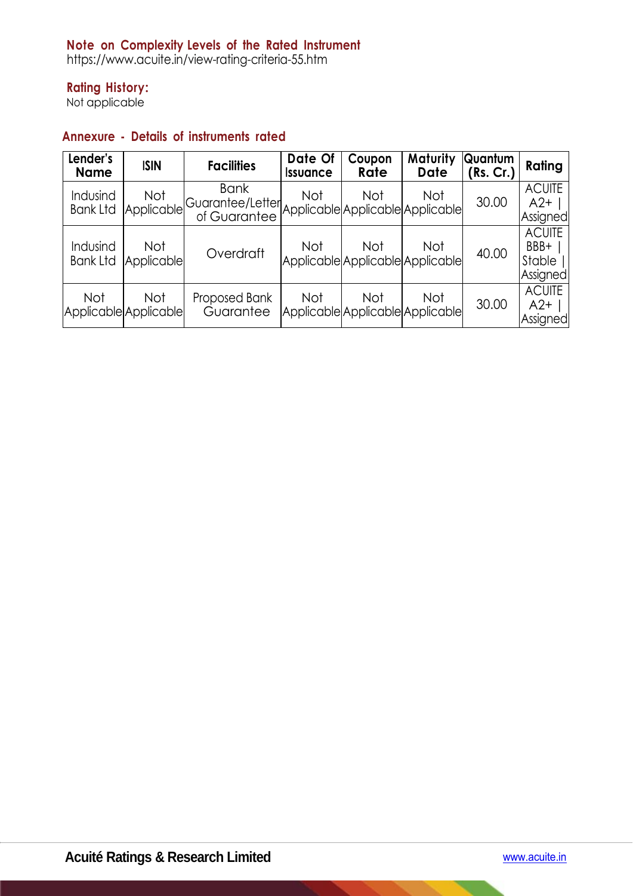### Note on Complexity Levels of the Rated Instrument

https://www.acuite.in/view-rating-criteria-55.htm

### Rating History:

Not applicable

### Annexure - Details of instruments rated

| Lender's Name | ISIN | Facilities | Date Of Issuance | Coupon Rate | Maturity Date | Quantum (Rs. Cr.) | Rating |
|---|---|---|---|---|---|---|---|
| Indusind Bank Ltd | Not Applicable | Bank Guarantee/Letter of Guarantee | Not Applicable | Not Applicable | Not Applicable | 30.00 | ACUITE A2+ \| Assigned |
| Indusind Bank Ltd | Not Applicable | Overdraft | Not Applicable | Not Applicable | Not Applicable | 40.00 | ACUITE BBB+ \| Stable \| Assigned |
| Not Applicable | Not Applicable | Proposed Bank Guarantee | Not Applicable | Not Applicable | Not Applicable | 30.00 | ACUITE A2+ \| Assigned |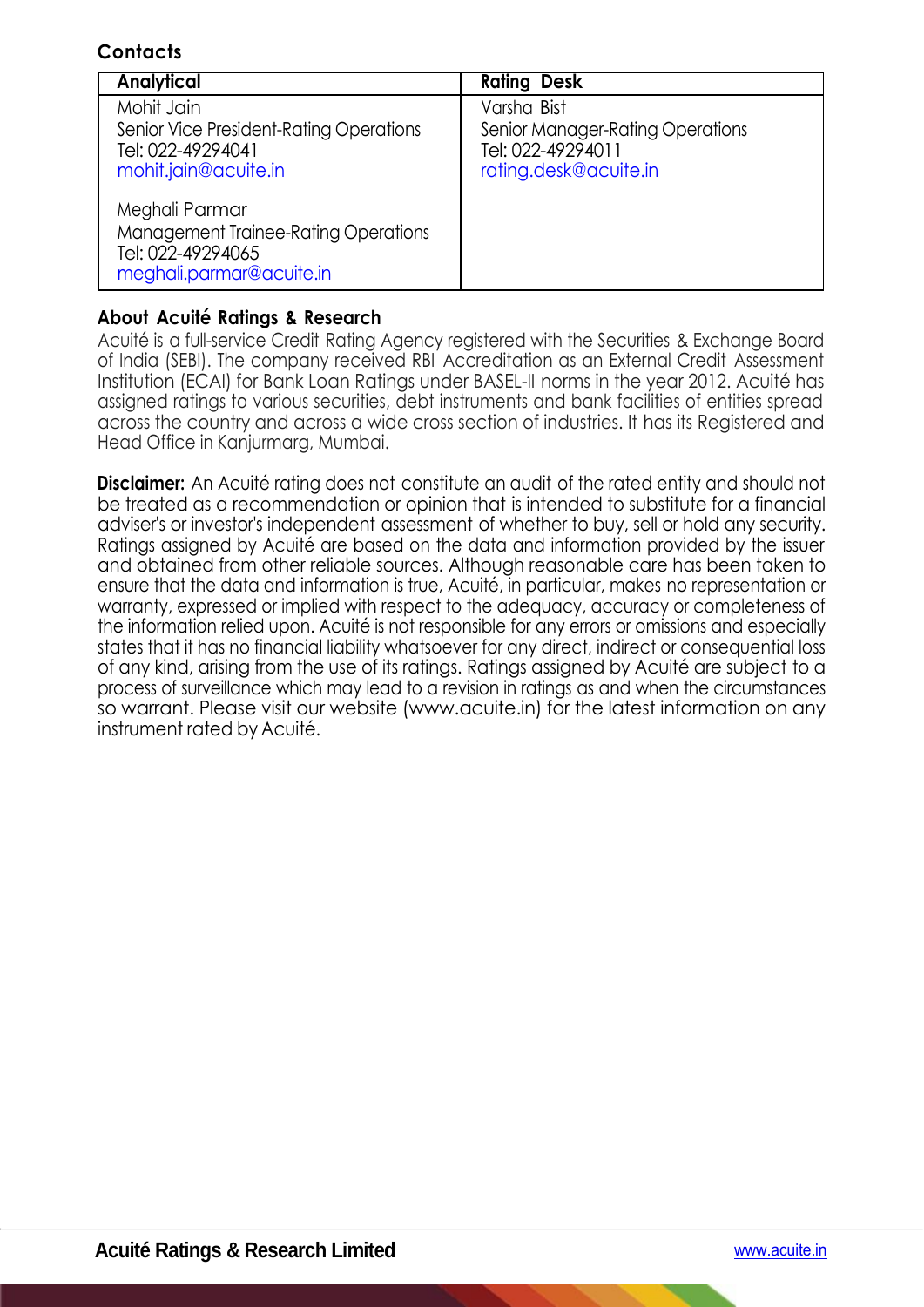## Contacts

| Analytical | Rating Desk |
| --- | --- |
| Mohit Jain<br>Senior Vice President-Rating Operations<br>Tel: 022-49294041<br>mohit.jain@acuite.in<br><br>Meghali Parmar<br>Management Trainee-Rating Operations<br>Tel: 022-49294065<br>meghali.parmar@acuite.in | Varsha Bist<br>Senior Manager-Rating Operations<br>Tel: 022-49294011<br>rating.desk@acuite.in |

## About Acuité Ratings & Research

Acuité is a full-service Credit Rating Agency registered with the Securities & Exchange Board of India (SEBI). The company received RBI Accreditation as an External Credit Assessment Institution (ECAI) for Bank Loan Ratings under BASEL-II norms in the year 2012. Acuité has assigned ratings to various securities, debt instruments and bank facilities of entities spread across the country and across a wide cross section of industries. It has its Registered and Head Office in Kanjurmarg, Mumbai.

**Disclaimer:** An Acuité rating does not constitute an audit of the rated entity and should not be treated as a recommendation or opinion that is intended to substitute for a financial adviser's or investor's independent assessment of whether to buy, sell or hold any security. Ratings assigned by Acuité are based on the data and information provided by the issuer and obtained from other reliable sources. Although reasonable care has been taken to ensure that the data and information is true, Acuité, in particular, makes no representation or warranty, expressed or implied with respect to the adequacy, accuracy or completeness of the information relied upon. Acuité is not responsible for any errors or omissions and especially states that it has no financial liability whatsoever for any direct, indirect or consequential loss of any kind, arising from the use of its ratings. Ratings assigned by Acuité are subject to a process of surveillance which may lead to a revision in ratings as and when the circumstances so warrant. Please visit our website (www.acuite.in) for the latest information on any instrument rated by Acuité.